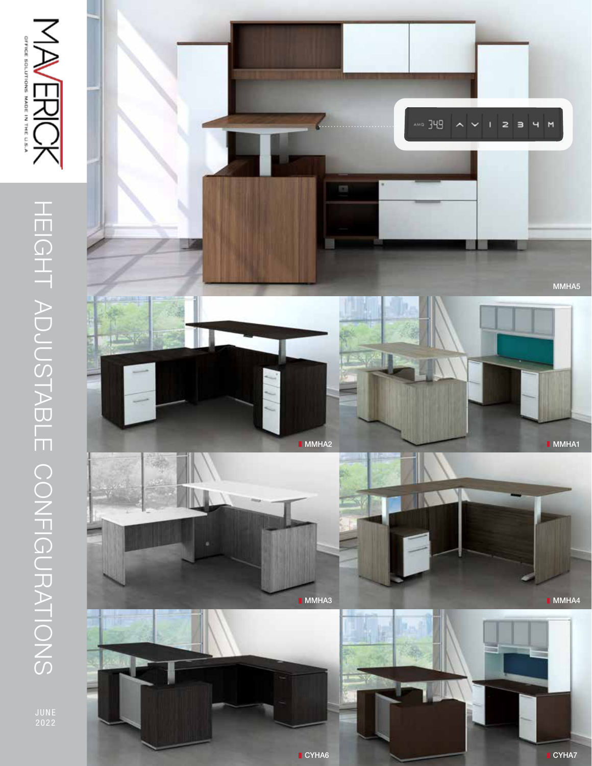MAVERICK

OFFICE SOLUTIONS MADE IN THE U.S.A

# HEIGHT ADJUSTABLE CONFIGURATIONS

JUNE 2022

AMG 349 ^ v 1 2 3 4 M

MMHA5

MMHA2

MMHA1

MMHA3

MMHA4

CYHA6

CYHA7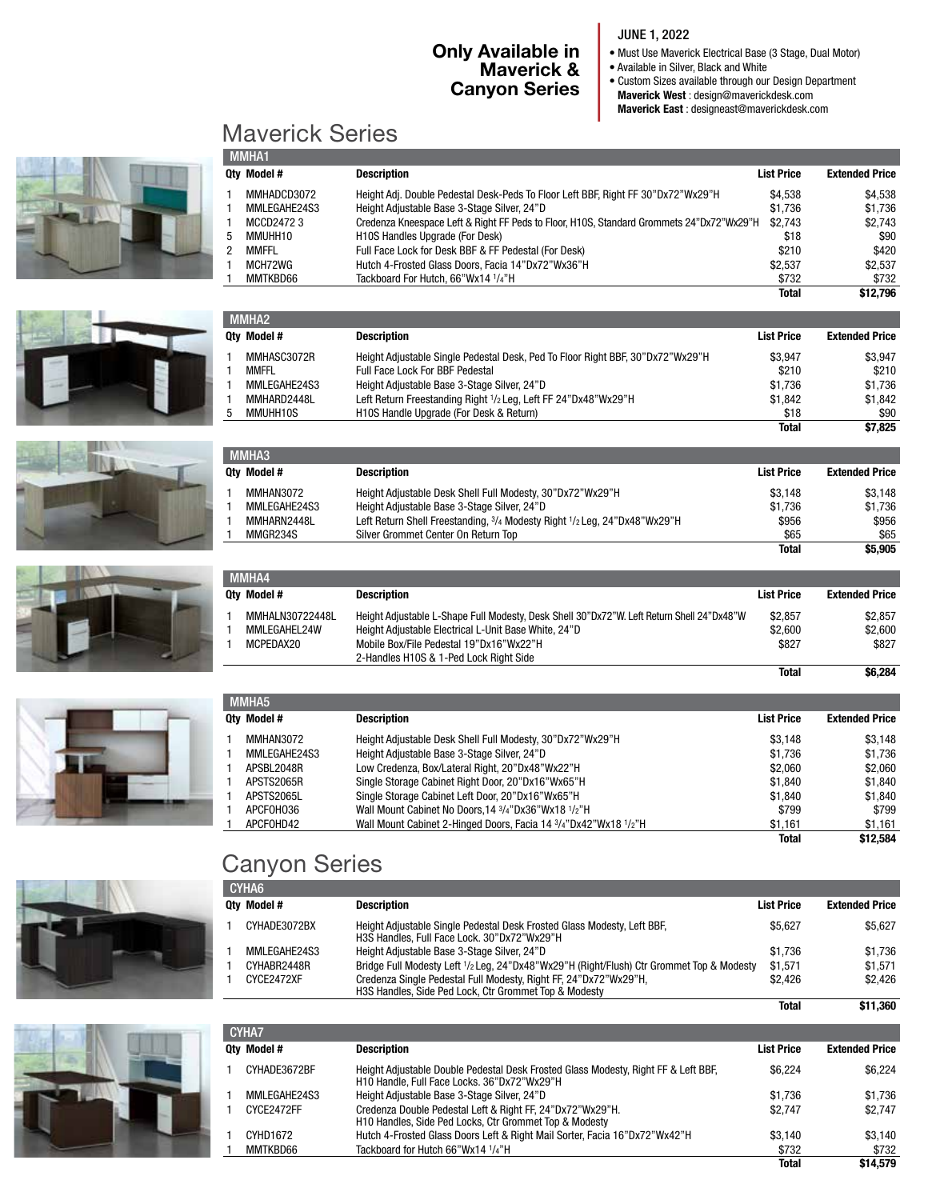**Only Available in Maverick & Canyon Series**

JUNE 1, 2022

- Must Use Maverick Electrical Base (3 Stage, Dual Motor)
- Available in Silver, Black and White
- Custom Sizes available through our Design Department
  **Maverick West** : design@maverickdesk.com
  **Maverick East** : designeast@maverickdesk.com

# Maverick Series

**MMHA1**

| Qty | Model # | Description | List Price | Extended Price |
|---|---|---|---|---|
| 1 | MMHADCD3072 | Height Adj. Double Pedestal Desk-Peds To Floor Left BBF, Right FF 30"Dx72"Wx29"H | $4,538 | $4,538 |
| 1 | MMLEGAHE24S3 | Height Adjustable Base 3-Stage Silver, 24"D | $1,736 | $1,736 |
| 1 | MCCD2472 3 | Credenza Kneespace Left & Right FF Peds to Floor, H10S, Standard Grommets 24"Dx72"Wx29"H | $2,743 | $2,743 |
| 5 | MMUHH10 | H10S Handles Upgrade (For Desk) | $18 | $90 |
| 2 | MMFFL | Full Face Lock for Desk BBF & FF Pedestal (For Desk) | $210 | $420 |
| 1 | MCH72WG | Hutch 4-Frosted Glass Doors, Facia 14"Dx72"Wx36"H | $2,537 | $2,537 |
| 1 | MMTKBD66 | Tackboard For Hutch, 66"Wx14 1/4"H | $732 | $732 |
| | | | **Total** | **$12,796** |

**MMHA2**

| Qty | Model # | Description | List Price | Extended Price |
|---|---|---|---|---|
| 1 | MMHASC3072R | Height Adjustable Single Pedestal Desk, Ped To Floor Right BBF, 30"Dx72"Wx29"H | $3,947 | $3,947 |
| 1 | MMFFL | Full Face Lock For BBF Pedestal | $210 | $210 |
| 1 | MMLEGAHE24S3 | Height Adjustable Base 3-Stage Silver, 24"D | $1,736 | $1,736 |
| 1 | MMHARD2448L | Left Return Freestanding Right 1/2 Leg, Left FF 24"Dx48"Wx29"H | $1,842 | $1,842 |
| 5 | MMUHH10S | H10S Handle Upgrade (For Desk & Return) | $18 | $90 |
| | | | **Total** | **$7,825** |

**MMHA3**

| Qty | Model # | Description | List Price | Extended Price |
|---|---|---|---|---|
| 1 | MMHAN3072 | Height Adjustable Desk Shell Full Modesty, 30"Dx72"Wx29"H | $3,148 | $3,148 |
| 1 | MMLEGAHE24S3 | Height Adjustable Base 3-Stage Silver, 24"D | $1,736 | $1,736 |
| 1 | MMHARN2448L | Left Return Shell Freestanding, 3/4 Modesty Right 1/2 Leg, 24"Dx48"Wx29"H | $956 | $956 |
| 1 | MMGR234S | Silver Grommet Center On Return Top | $65 | $65 |
| | | | **Total** | **$5,905** |

**MMHA4**

| Qty | Model # | Description | List Price | Extended Price |
|---|---|---|---|---|
| 1 | MMHALN30722448L | Height Adjustable L-Shape Full Modesty, Desk Shell 30"Dx72"W. Left Return Shell 24"Dx48"W | $2,857 | $2,857 |
| 1 | MMLEGAHEL24W | Height Adjustable Electrical L-Unit Base White, 24"D | $2,600 | $2,600 |
| 1 | MCPEDAX20 | Mobile Box/File Pedestal 19"Dx16"Wx22"H 2-Handles H10S & 1-Ped Lock Right Side | $827 | $827 |
| | | | **Total** | **$6,284** |

**MMHA5**

| Qty | Model # | Description | List Price | Extended Price |
|---|---|---|---|---|
| 1 | MMHAN3072 | Height Adjustable Desk Shell Full Modesty, 30"Dx72"Wx29"H | $3,148 | $3,148 |
| 1 | MMLEGAHE24S3 | Height Adjustable Base 3-Stage Silver, 24"D | $1,736 | $1,736 |
| 1 | APSBL2048R | Low Credenza, Box/Lateral Right, 20"Dx48"Wx22"H | $2,060 | $2,060 |
| 1 | APSTS2065R | Single Storage Cabinet Right Door, 20"Dx16"Wx65"H | $1,840 | $1,840 |
| 1 | APSTS2065L | Single Storage Cabinet Left Door, 20"Dx16"Wx65"H | $1,840 | $1,840 |
| 1 | APCFOHO36 | Wall Mount Cabinet No Doors,14 3/4"Dx36"Wx18 1/2"H | $799 | $799 |
| 1 | APCFOHD42 | Wall Mount Cabinet 2-Hinged Doors, Facia 14 3/4"Dx42"Wx18 1/2"H | $1,161 | $1,161 |
| | | | **Total** | **$12,584** |

# Canyon Series

**CYHA6**

| Qty | Model # | Description | List Price | Extended Price |
|---|---|---|---|---|
| 1 | CYHADE3072BX | Height Adjustable Single Pedestal Desk Frosted Glass Modesty, Left BBF, H3S Handles, Full Face Lock. 30"Dx72"Wx29"H | $5,627 | $5,627 |
| 1 | MMLEGAHE24S3 | Height Adjustable Base 3-Stage Silver, 24"D | $1,736 | $1,736 |
| 1 | CYHABR2448R | Bridge Full Modesty Left 1/2 Leg, 24"Dx48"Wx29"H (Right/Flush) Ctr Grommet Top & Modesty | $1,571 | $1,571 |
| 1 | CYCE2472XF | Credenza Single Pedestal Full Modesty, Right FF, 24"Dx72"Wx29"H, H3S Handles, Side Ped Lock, Ctr Grommet Top & Modesty | $2,426 | $2,426 |
| | | | **Total** | **$11,360** |

**CYHA7**

| Qty | Model # | Description | List Price | Extended Price |
|---|---|---|---|---|
| 1 | CYHADE3672BF | Height Adjustable Double Pedestal Desk Frosted Glass Modesty, Right FF & Left BBF, H10 Handle, Full Face Locks. 36"Dx72"Wx29"H | $6,224 | $6,224 |
| 1 | MMLEGAHE24S3 | Height Adjustable Base 3-Stage Silver, 24"D | $1,736 | $1,736 |
| 1 | CYCE2472FF | Credenza Double Pedestal Left & Right FF, 24"Dx72"Wx29"H. H10 Handles, Side Ped Locks, Ctr Grommet Top & Modesty | $2,747 | $2,747 |
| 1 | CYHD1672 | Hutch 4-Frosted Glass Doors Left & Right Mail Sorter, Facia 16"Dx72"Wx42"H | $3,140 | $3,140 |
| 1 | MMTKBD66 | Tackboard for Hutch 66"Wx14 1/4"H | $732 | $732 |
| | | | **Total** | **$14,579** |